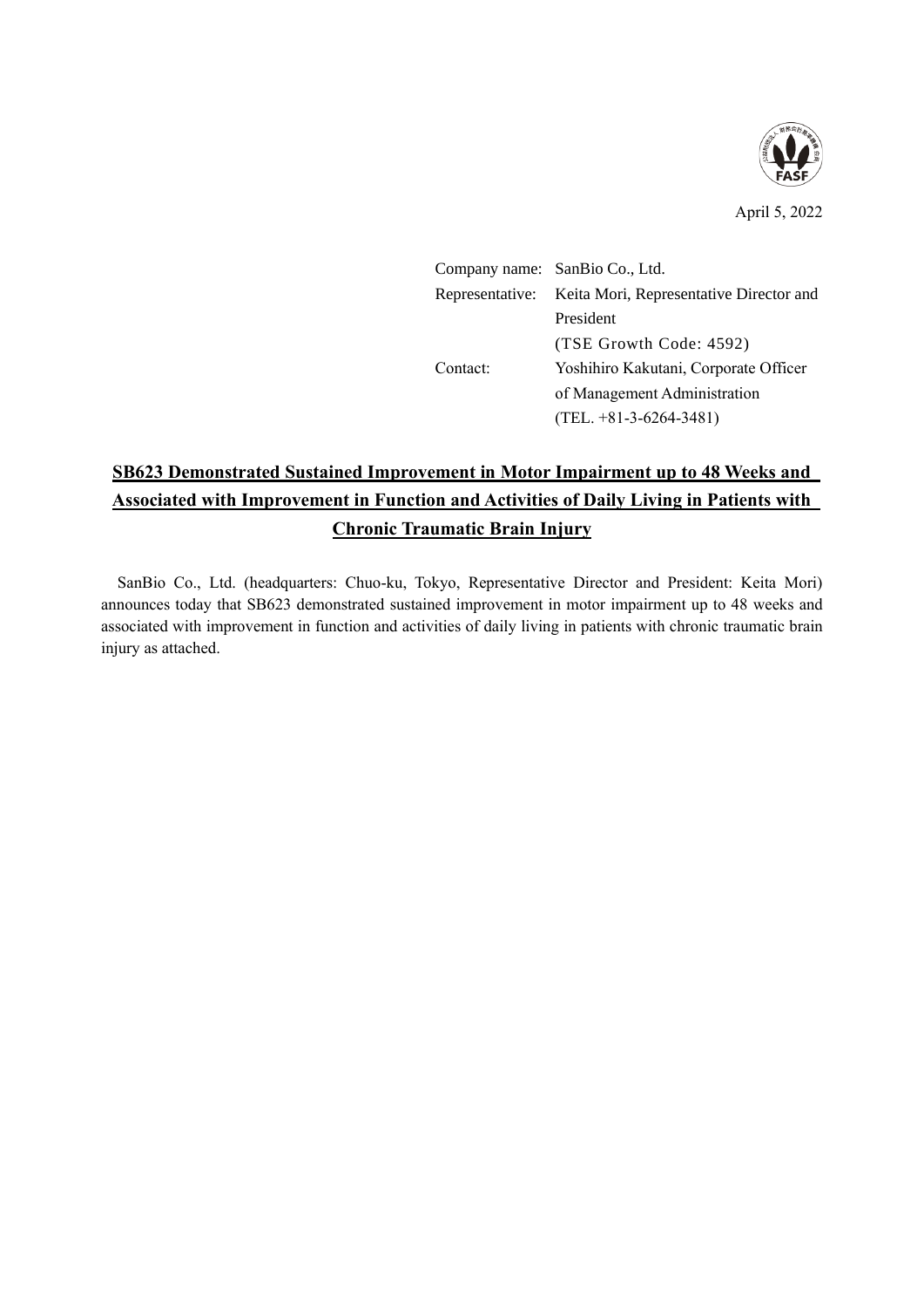April 5, 2022

| | |
|---|---|
| Company name: | SanBio Co., Ltd. |
| Representative: | Keita Mori, Representative Director and President |
| | (TSE Growth Code: 4592) |
| Contact: | Yoshihiro Kakutani, Corporate Officer of Management Administration |
| | (TEL. +81-3-6264-3481) |

# SB623 Demonstrated Sustained Improvement in Motor Impairment up to 48 Weeks and Associated with Improvement in Function and Activities of Daily Living in Patients with Chronic Traumatic Brain Injury

SanBio Co., Ltd. (headquarters: Chuo-ku, Tokyo, Representative Director and President: Keita Mori) announces today that SB623 demonstrated sustained improvement in motor impairment up to 48 weeks and associated with improvement in function and activities of daily living in patients with chronic traumatic brain injury as attached.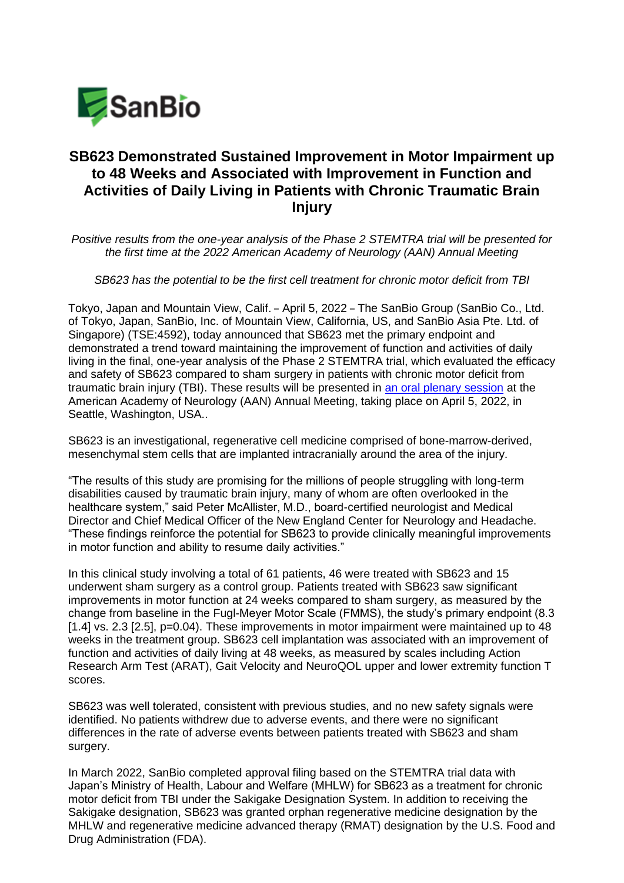# SB623 Demonstrated Sustained Improvement in Motor Impairment up to 48 Weeks and Associated with Improvement in Function and Activities of Daily Living in Patients with Chronic Traumatic Brain Injury

*Positive results from the one-year analysis of the Phase 2 STEMTRA trial will be presented for the first time at the 2022 American Academy of Neurology (AAN) Annual Meeting*

*SB623 has the potential to be the first cell treatment for chronic motor deficit from TBI*

Tokyo, Japan and Mountain View, Calif. – April 5, 2022 – The SanBio Group (SanBio Co., Ltd. of Tokyo, Japan, SanBio, Inc. of Mountain View, California, US, and SanBio Asia Pte. Ltd. of Singapore) (TSE:4592), today announced that SB623 met the primary endpoint and demonstrated a trend toward maintaining the improvement of function and activities of daily living in the final, one-year analysis of the Phase 2 STEMTRA trial, which evaluated the efficacy and safety of SB623 compared to sham surgery in patients with chronic motor deficit from traumatic brain injury (TBI). These results will be presented in an oral plenary session at the American Academy of Neurology (AAN) Annual Meeting, taking place on April 5, 2022, in Seattle, Washington, USA..

SB623 is an investigational, regenerative cell medicine comprised of bone-marrow-derived, mesenchymal stem cells that are implanted intracranially around the area of the injury.

"The results of this study are promising for the millions of people struggling with long-term disabilities caused by traumatic brain injury, many of whom are often overlooked in the healthcare system," said Peter McAllister, M.D., board-certified neurologist and Medical Director and Chief Medical Officer of the New England Center for Neurology and Headache. "These findings reinforce the potential for SB623 to provide clinically meaningful improvements in motor function and ability to resume daily activities."

In this clinical study involving a total of 61 patients, 46 were treated with SB623 and 15 underwent sham surgery as a control group. Patients treated with SB623 saw significant improvements in motor function at 24 weeks compared to sham surgery, as measured by the change from baseline in the Fugl-Meyer Motor Scale (FMMS), the study's primary endpoint (8.3 [1.4] vs. 2.3 [2.5], p=0.04). These improvements in motor impairment were maintained up to 48 weeks in the treatment group. SB623 cell implantation was associated with an improvement of function and activities of daily living at 48 weeks, as measured by scales including Action Research Arm Test (ARAT), Gait Velocity and NeuroQOL upper and lower extremity function T scores.

SB623 was well tolerated, consistent with previous studies, and no new safety signals were identified. No patients withdrew due to adverse events, and there were no significant differences in the rate of adverse events between patients treated with SB623 and sham surgery.

In March 2022, SanBio completed approval filing based on the STEMTRA trial data with Japan's Ministry of Health, Labour and Welfare (MHLW) for SB623 as a treatment for chronic motor deficit from TBI under the Sakigake Designation System. In addition to receiving the Sakigake designation, SB623 was granted orphan regenerative medicine designation by the MHLW and regenerative medicine advanced therapy (RMAT) designation by the U.S. Food and Drug Administration (FDA).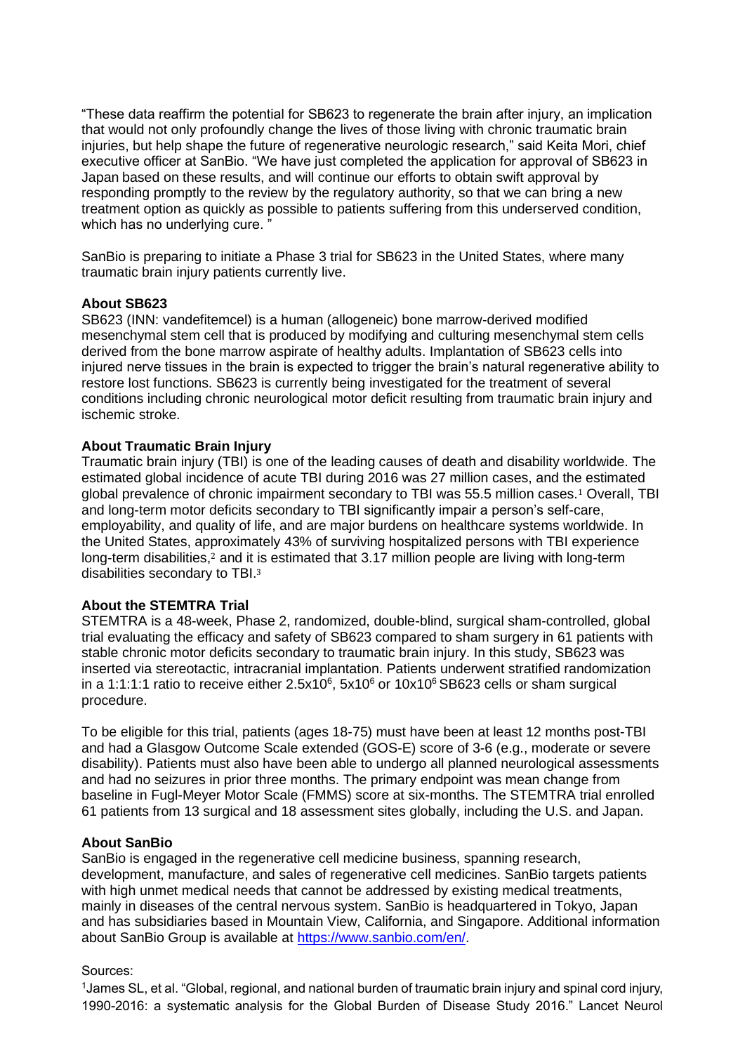"These data reaffirm the potential for SB623 to regenerate the brain after injury, an implication that would not only profoundly change the lives of those living with chronic traumatic brain injuries, but help shape the future of regenerative neurologic research," said Keita Mori, chief executive officer at SanBio. "We have just completed the application for approval of SB623 in Japan based on these results, and will continue our efforts to obtain swift approval by responding promptly to the review by the regulatory authority, so that we can bring a new treatment option as quickly as possible to patients suffering from this underserved condition, which has no underlying cure. "

SanBio is preparing to initiate a Phase 3 trial for SB623 in the United States, where many traumatic brain injury patients currently live.

**About SB623**

SB623 (INN: vandefitemcel) is a human (allogeneic) bone marrow-derived modified mesenchymal stem cell that is produced by modifying and culturing mesenchymal stem cells derived from the bone marrow aspirate of healthy adults. Implantation of SB623 cells into injured nerve tissues in the brain is expected to trigger the brain's natural regenerative ability to restore lost functions. SB623 is currently being investigated for the treatment of several conditions including chronic neurological motor deficit resulting from traumatic brain injury and ischemic stroke.

**About Traumatic Brain Injury**

Traumatic brain injury (TBI) is one of the leading causes of death and disability worldwide. The estimated global incidence of acute TBI during 2016 was 27 million cases, and the estimated global prevalence of chronic impairment secondary to TBI was 55.5 million cases.[1] Overall, TBI and long-term motor deficits secondary to TBI significantly impair a person's self-care, employability, and quality of life, and are major burdens on healthcare systems worldwide. In the United States, approximately 43% of surviving hospitalized persons with TBI experience long-term disabilities,[2] and it is estimated that 3.17 million people are living with long-term disabilities secondary to TBI.[3]

**About the STEMTRA Trial**

STEMTRA is a 48-week, Phase 2, randomized, double-blind, surgical sham-controlled, global trial evaluating the efficacy and safety of SB623 compared to sham surgery in 61 patients with stable chronic motor deficits secondary to traumatic brain injury. In this study, SB623 was inserted via stereotactic, intracranial implantation. Patients underwent stratified randomization in a 1:1:1:1 ratio to receive either $2.5\text{x}10^6$, $5\text{x}10^6$ or $10\text{x}10^6$ SB623 cells or sham surgical procedure.

To be eligible for this trial, patients (ages 18-75) must have been at least 12 months post-TBI and had a Glasgow Outcome Scale extended (GOS-E) score of 3-6 (e.g., moderate or severe disability). Patients must also have been able to undergo all planned neurological assessments and had no seizures in prior three months. The primary endpoint was mean change from baseline in Fugl-Meyer Motor Scale (FMMS) score at six-months. The STEMTRA trial enrolled 61 patients from 13 surgical and 18 assessment sites globally, including the U.S. and Japan.

**About SanBio**

SanBio is engaged in the regenerative cell medicine business, spanning research, development, manufacture, and sales of regenerative cell medicines. SanBio targets patients with high unmet medical needs that cannot be addressed by existing medical treatments, mainly in diseases of the central nervous system. SanBio is headquartered in Tokyo, Japan and has subsidiaries based in Mountain View, California, and Singapore. Additional information about SanBio Group is available at https://www.sanbio.com/en/.

Sources:

[1]James SL, et al. "Global, regional, and national burden of traumatic brain injury and spinal cord injury, 1990-2016: a systematic analysis for the Global Burden of Disease Study 2016." Lancet Neurol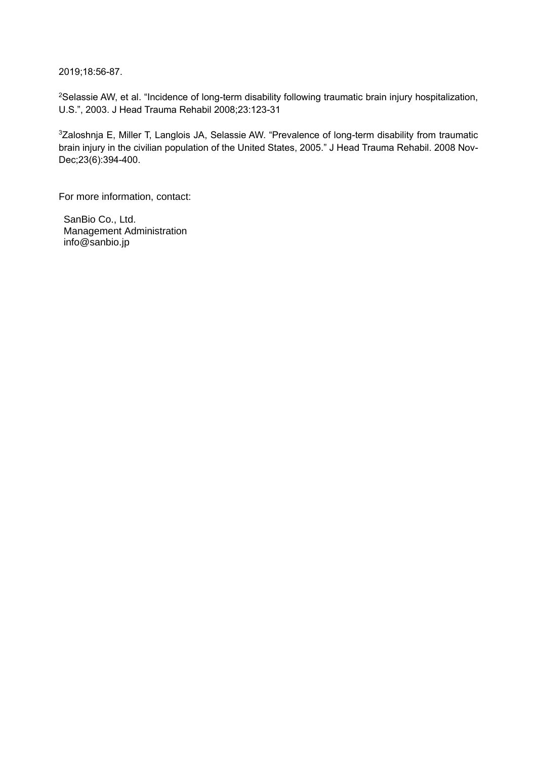2019;18:56-87.

[2]Selassie AW, et al. "Incidence of long-term disability following traumatic brain injury hospitalization, U.S.", 2003. J Head Trauma Rehabil 2008;23:123-31

[3]Zaloshnja E, Miller T, Langlois JA, Selassie AW. "Prevalence of long-term disability from traumatic brain injury in the civilian population of the United States, 2005." J Head Trauma Rehabil. 2008 Nov-Dec;23(6):394-400.

For more information, contact:

SanBio Co., Ltd.
Management Administration
info@sanbio.jp